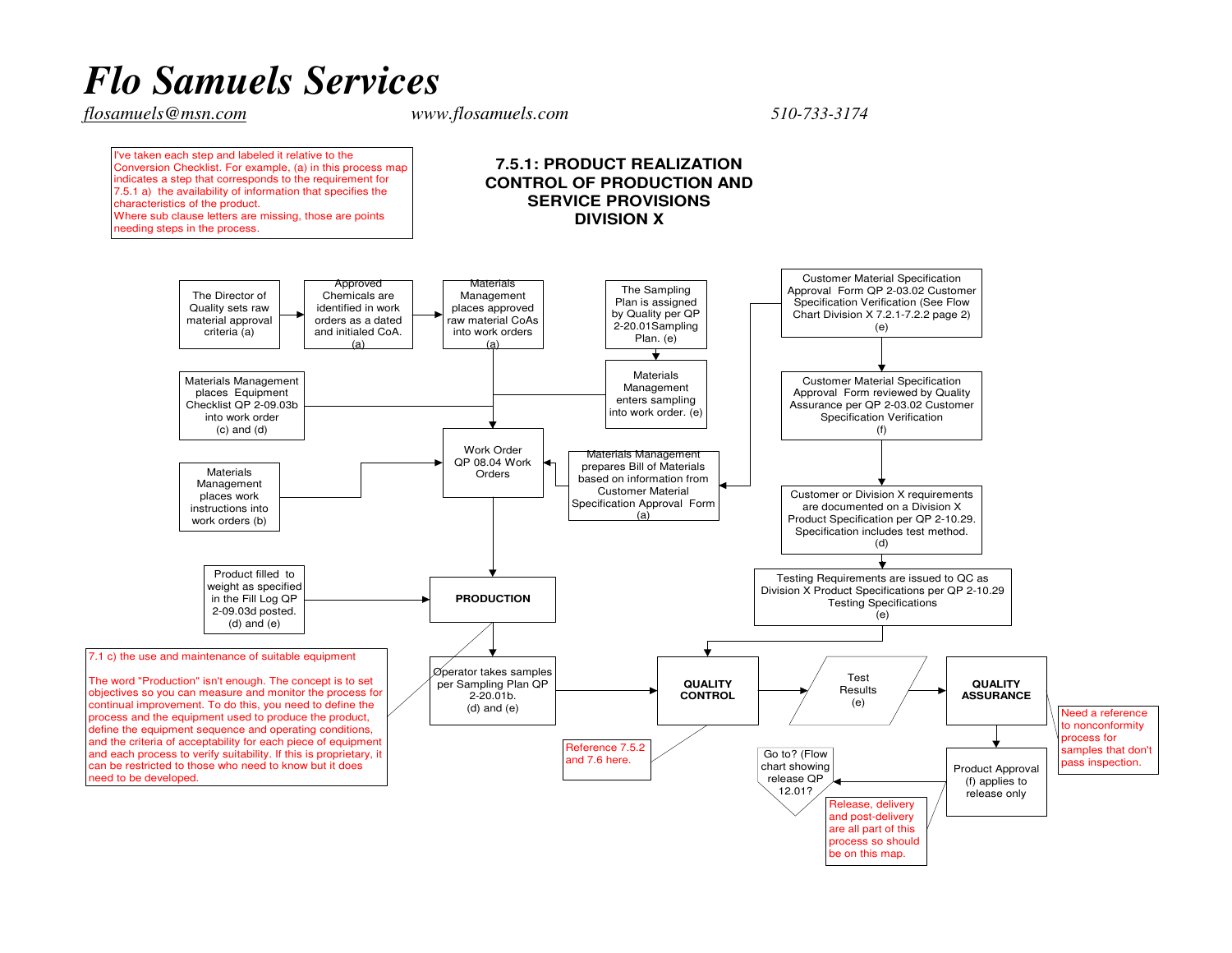# *Flo Samuels Services*

*flosamuels@msn.com* *www.flosamuels.com* *510-733-3174*

I've taken each step and labeled it relative to the Conversion Checklist. For example, (a) in this process map indicates a step that corresponds to the requirement for 7.5.1 a) the availability of information that specifies the characteristics of the product.
Where sub clause letters are missing, those are points needing steps in the process.

## 7.5.1: PRODUCT REALIZATION CONTROL OF PRODUCTION AND SERVICE PROVISIONS DIVISION X

The Director of Quality sets raw material approval criteria (a)

Approved Chemicals are identified in work orders as a dated and initialed CoA. (a)

Materials Management places approved raw material CoAs into work orders (a)

The Sampling Plan is assigned by Quality per QP 2-20.01Sampling Plan. (e)

Materials Management enters sampling into work order. (e)

Customer Material Specification Approval Form QP 2-03.02 Customer Specification Verification (See Flow Chart Division X 7.2.1-7.2.2 page 2) (e)

Customer Material Specification Approval Form reviewed by Quality Assurance per QP 2-03.02 Customer Specification Verification (f)

Customer or Division X requirements are documented on a Division X Product Specification per QP 2-10.29. Specification includes test method. (d)

Testing Requirements are issued to QC as Division X Product Specifications per QP 2-10.29 Testing Specifications (e)

Materials Management places Equipment Checklist QP 2-09.03b into work order (c) and (d)

Materials Management places work instructions into work orders (b)

Work Order QP 08.04 Work Orders

Materials Management prepares Bill of Materials based on information from Customer Material Specification Approval Form (a)

Product filled to weight as specified in the Fill Log QP 2-09.03d posted. (d) and (e)

**PRODUCTION**

7.1 c) the use and maintenance of suitable equipment

The word "Production" isn't enough. The concept is to set objectives so you can measure and monitor the process for continual improvement. To do this, you need to define the process and the equipment used to produce the product, define the equipment sequence and operating conditions, and the criteria of acceptability for each piece of equipment and each process to verify suitability. If this is proprietary, it can be restricted to those who need to know but it does need to be developed.

Operator takes samples per Sampling Plan QP 2-20.01b. (d) and (e)

**QUALITY CONTROL**

Reference 7.5.2 and 7.6 here.

Test Results (e)

**QUALITY ASSURANCE**

Need a reference to nonconformity process for samples that don't pass inspection.

Product Approval (f) applies to release only

Go to? (Flow chart showing release QP 12.01?

Release, delivery and post-delivery are all part of this process so should be on this map.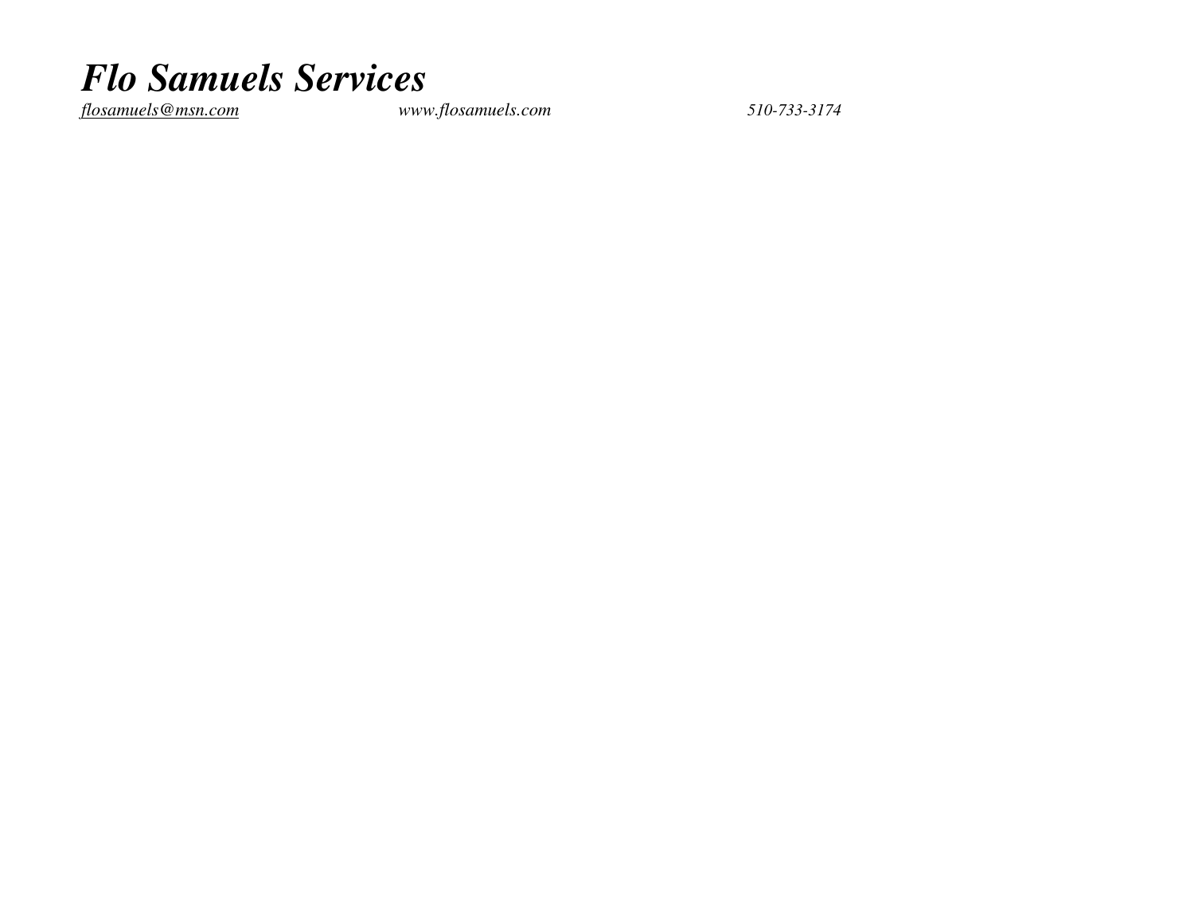# *Flo Samuels Services*

*flosamuels@msn.com* *www.flosamuels.com* *510-733-3174*